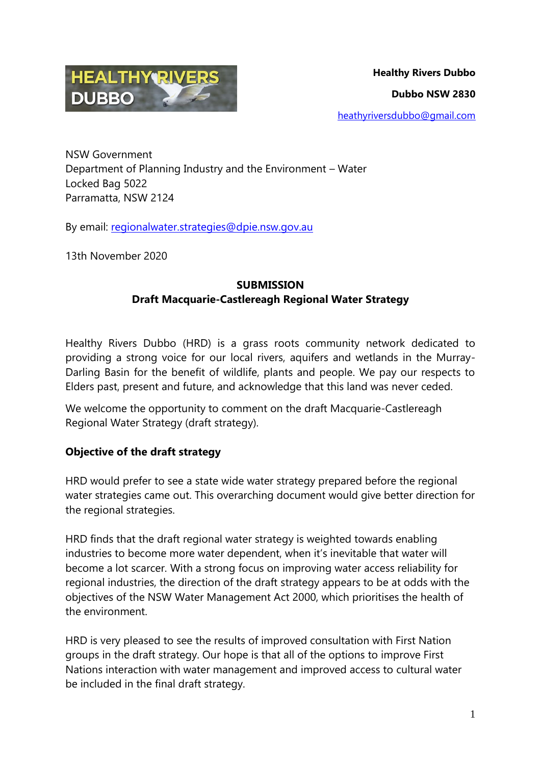**Healthy Rivers Dubbo**

**Dubbo NSW 2830**

heathyriversdubbo@gmail.com

NSW Government
Department of Planning Industry and the Environment – Water
Locked Bag 5022
Parramatta, NSW 2124

By email: regionalwater.strategies@dpie.nsw.gov.au

13th November 2020

**SUBMISSION**
**Draft Macquarie-Castlereagh Regional Water Strategy**

Healthy Rivers Dubbo (HRD) is a grass roots community network dedicated to providing a strong voice for our local rivers, aquifers and wetlands in the Murray-Darling Basin for the benefit of wildlife, plants and people. We pay our respects to Elders past, present and future, and acknowledge that this land was never ceded.

We welcome the opportunity to comment on the draft Macquarie-Castlereagh Regional Water Strategy (draft strategy).

**Objective of the draft strategy**

HRD would prefer to see a state wide water strategy prepared before the regional water strategies came out. This overarching document would give better direction for the regional strategies.

HRD finds that the draft regional water strategy is weighted towards enabling industries to become more water dependent, when it's inevitable that water will become a lot scarcer. With a strong focus on improving water access reliability for regional industries, the direction of the draft strategy appears to be at odds with the objectives of the NSW Water Management Act 2000, which prioritises the health of the environment.

HRD is very pleased to see the results of improved consultation with First Nation groups in the draft strategy. Our hope is that all of the options to improve First Nations interaction with water management and improved access to cultural water be included in the final draft strategy.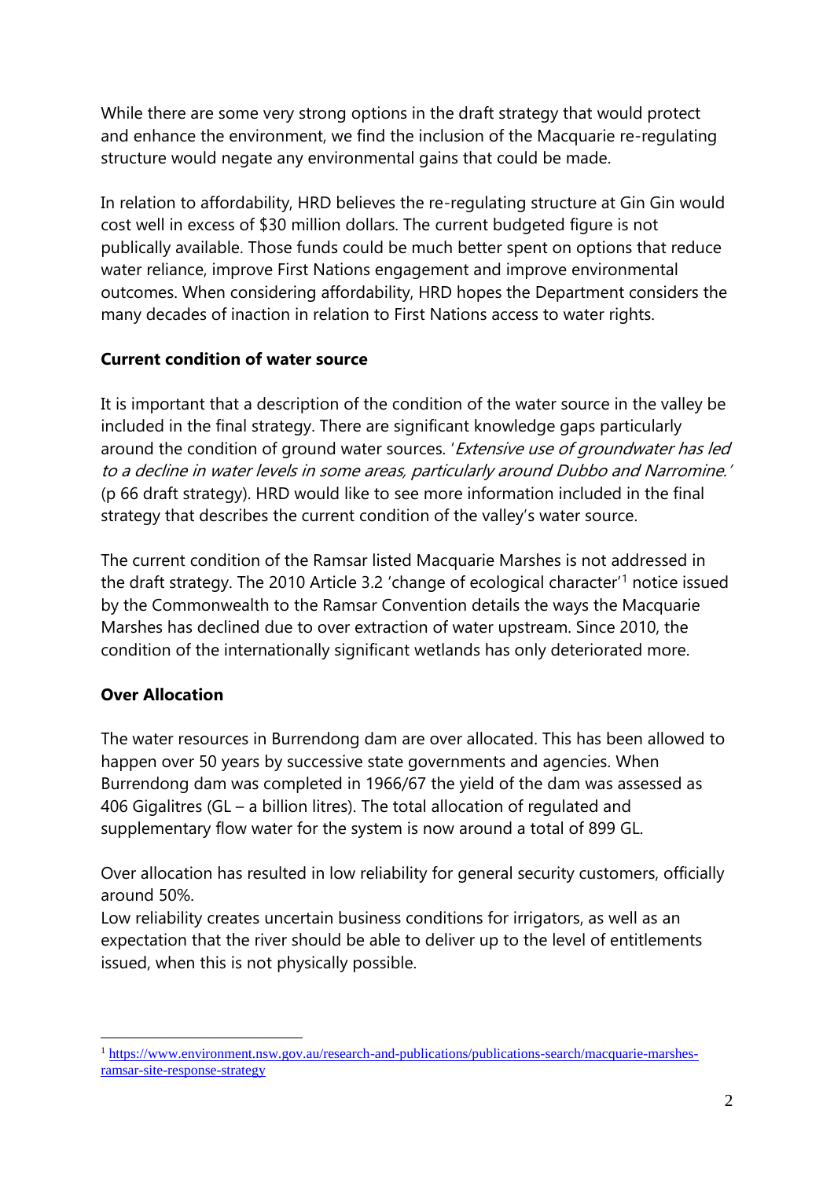While there are some very strong options in the draft strategy that would protect and enhance the environment, we find the inclusion of the Macquarie re-regulating structure would negate any environmental gains that could be made.

In relation to affordability, HRD believes the re-regulating structure at Gin Gin would cost well in excess of $30 million dollars. The current budgeted figure is not publically available. Those funds could be much better spent on options that reduce water reliance, improve First Nations engagement and improve environmental outcomes. When considering affordability, HRD hopes the Department considers the many decades of inaction in relation to First Nations access to water rights.

**Current condition of water source**

It is important that a description of the condition of the water source in the valley be included in the final strategy. There are significant knowledge gaps particularly around the condition of ground water sources. '*Extensive use of groundwater has led to a decline in water levels in some areas, particularly around Dubbo and Narromine.*' (p 66 draft strategy). HRD would like to see more information included in the final strategy that describes the current condition of the valley's water source.

The current condition of the Ramsar listed Macquarie Marshes is not addressed in the draft strategy. The 2010 Article 3.2 'change of ecological character'[1] notice issued by the Commonwealth to the Ramsar Convention details the ways the Macquarie Marshes has declined due to over extraction of water upstream. Since 2010, the condition of the internationally significant wetlands has only deteriorated more.

**Over Allocation**

The water resources in Burrendong dam are over allocated. This has been allowed to happen over 50 years by successive state governments and agencies. When Burrendong dam was completed in 1966/67 the yield of the dam was assessed as 406 Gigalitres (GL – a billion litres). The total allocation of regulated and supplementary flow water for the system is now around a total of 899 GL.

Over allocation has resulted in low reliability for general security customers, officially around 50%.
Low reliability creates uncertain business conditions for irrigators, as well as an expectation that the river should be able to deliver up to the level of entitlements issued, when this is not physically possible.

---

[1] https://www.environment.nsw.gov.au/research-and-publications/publications-search/macquarie-marshes-ramsar-site-response-strategy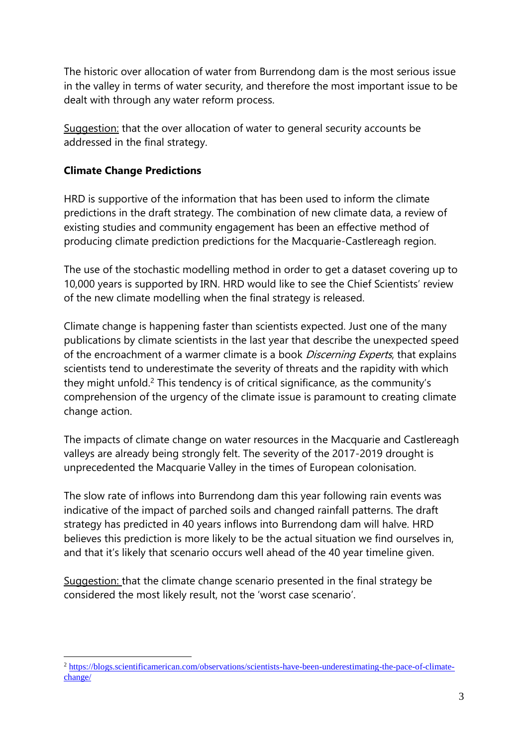The historic over allocation of water from Burrendong dam is the most serious issue in the valley in terms of water security, and therefore the most important issue to be dealt with through any water reform process.

Suggestion: that the over allocation of water to general security accounts be addressed in the final strategy.

**Climate Change Predictions**

HRD is supportive of the information that has been used to inform the climate predictions in the draft strategy. The combination of new climate data, a review of existing studies and community engagement has been an effective method of producing climate prediction predictions for the Macquarie-Castlereagh region.

The use of the stochastic modelling method in order to get a dataset covering up to 10,000 years is supported by IRN. HRD would like to see the Chief Scientists' review of the new climate modelling when the final strategy is released.

Climate change is happening faster than scientists expected. Just one of the many publications by climate scientists in the last year that describe the unexpected speed of the encroachment of a warmer climate is a book *Discerning Experts*, that explains scientists tend to underestimate the severity of threats and the rapidity with which they might unfold.[2] This tendency is of critical significance, as the community's comprehension of the urgency of the climate issue is paramount to creating climate change action.

The impacts of climate change on water resources in the Macquarie and Castlereagh valleys are already being strongly felt. The severity of the 2017-2019 drought is unprecedented the Macquarie Valley in the times of European colonisation.

The slow rate of inflows into Burrendong dam this year following rain events was indicative of the impact of parched soils and changed rainfall patterns. The draft strategy has predicted in 40 years inflows into Burrendong dam will halve. HRD believes this prediction is more likely to be the actual situation we find ourselves in, and that it's likely that scenario occurs well ahead of the 40 year timeline given.

Suggestion: that the climate change scenario presented in the final strategy be considered the most likely result, not the 'worst case scenario'.

---

[2] https://blogs.scientificamerican.com/observations/scientists-have-been-underestimating-the-pace-of-climate-change/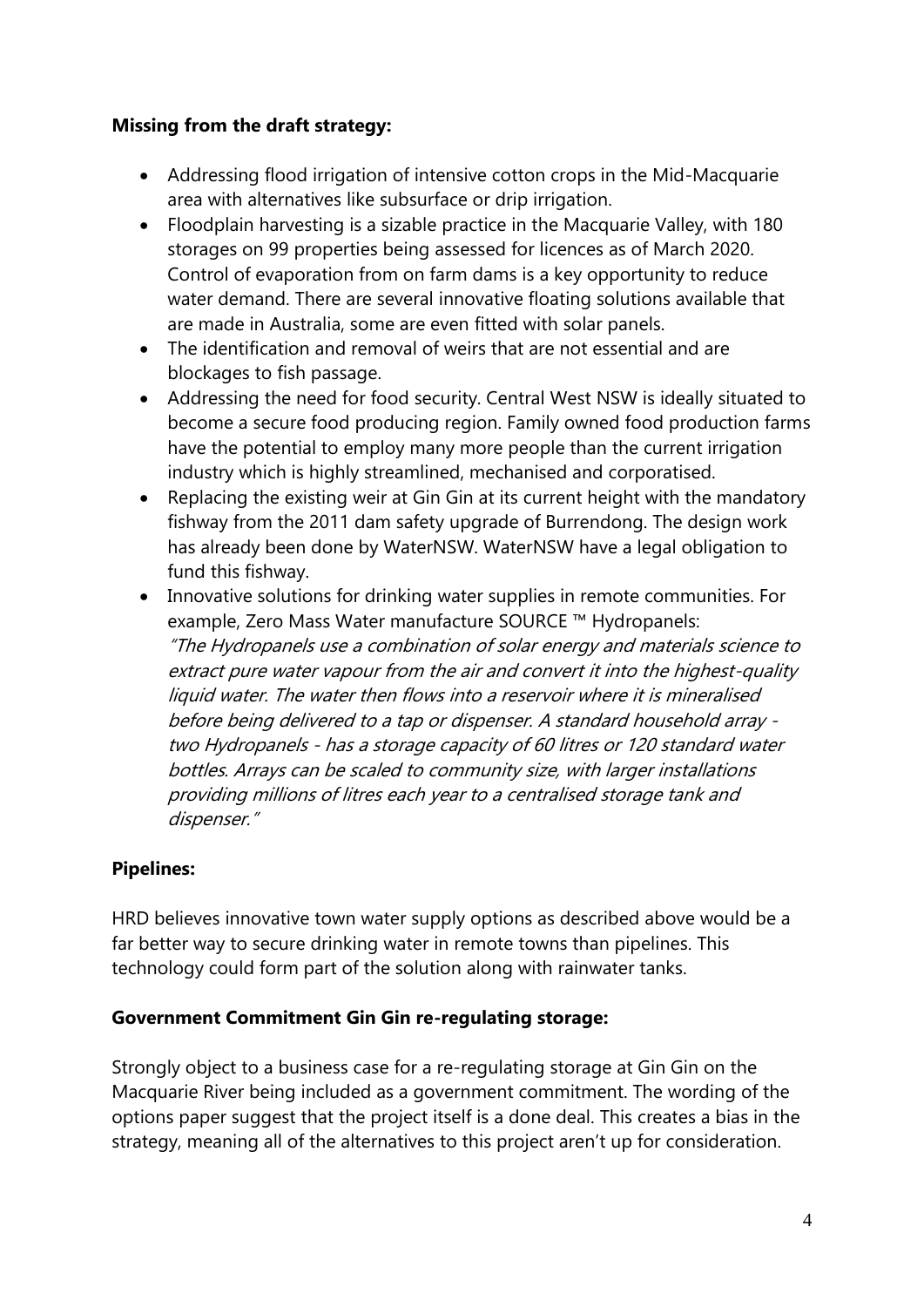**Missing from the draft strategy:**

- Addressing flood irrigation of intensive cotton crops in the Mid-Macquarie area with alternatives like subsurface or drip irrigation.
- Floodplain harvesting is a sizable practice in the Macquarie Valley, with 180 storages on 99 properties being assessed for licences as of March 2020. Control of evaporation from on farm dams is a key opportunity to reduce water demand. There are several innovative floating solutions available that are made in Australia, some are even fitted with solar panels.
- The identification and removal of weirs that are not essential and are blockages to fish passage.
- Addressing the need for food security. Central West NSW is ideally situated to become a secure food producing region. Family owned food production farms have the potential to employ many more people than the current irrigation industry which is highly streamlined, mechanised and corporatised.
- Replacing the existing weir at Gin Gin at its current height with the mandatory fishway from the 2011 dam safety upgrade of Burrendong. The design work has already been done by WaterNSW. WaterNSW have a legal obligation to fund this fishway.
- Innovative solutions for drinking water supplies in remote communities. For example, Zero Mass Water manufacture SOURCE ™ Hydropanels: *"The Hydropanels use a combination of solar energy and materials science to extract pure water vapour from the air and convert it into the highest-quality liquid water. The water then flows into a reservoir where it is mineralised before being delivered to a tap or dispenser. A standard household array - two Hydropanels - has a storage capacity of 60 litres or 120 standard water bottles. Arrays can be scaled to community size, with larger installations providing millions of litres each year to a centralised storage tank and dispenser."*

**Pipelines:**

HRD believes innovative town water supply options as described above would be a far better way to secure drinking water in remote towns than pipelines. This technology could form part of the solution along with rainwater tanks.

**Government Commitment Gin Gin re-regulating storage:**

Strongly object to a business case for a re-regulating storage at Gin Gin on the Macquarie River being included as a government commitment. The wording of the options paper suggest that the project itself is a done deal. This creates a bias in the strategy, meaning all of the alternatives to this project aren't up for consideration.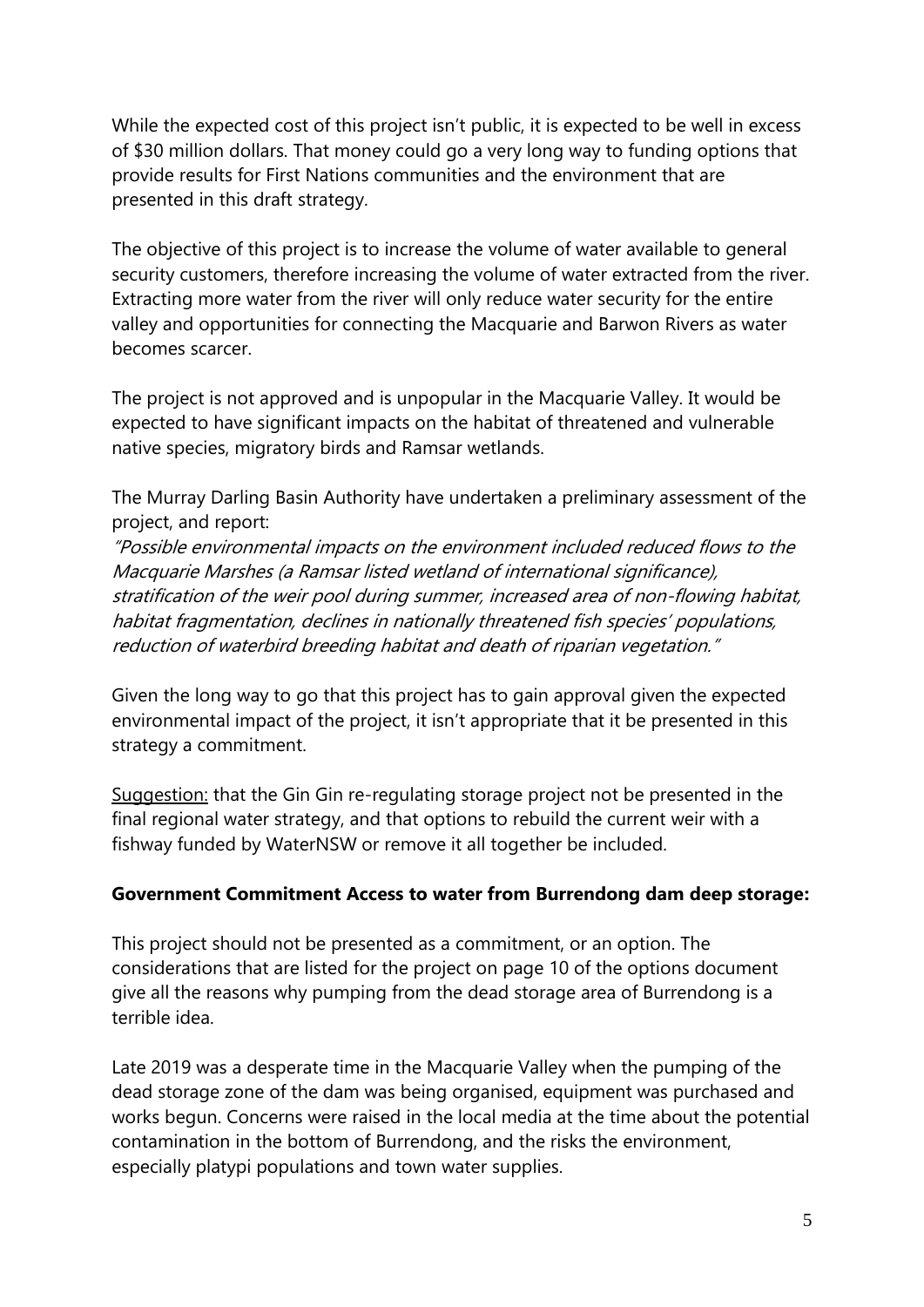While the expected cost of this project isn't public, it is expected to be well in excess of $30 million dollars. That money could go a very long way to funding options that provide results for First Nations communities and the environment that are presented in this draft strategy.

The objective of this project is to increase the volume of water available to general security customers, therefore increasing the volume of water extracted from the river. Extracting more water from the river will only reduce water security for the entire valley and opportunities for connecting the Macquarie and Barwon Rivers as water becomes scarcer.

The project is not approved and is unpopular in the Macquarie Valley. It would be expected to have significant impacts on the habitat of threatened and vulnerable native species, migratory birds and Ramsar wetlands.

The Murray Darling Basin Authority have undertaken a preliminary assessment of the project, and report:
*"Possible environmental impacts on the environment included reduced flows to the Macquarie Marshes (a Ramsar listed wetland of international significance), stratification of the weir pool during summer, increased area of non-flowing habitat, habitat fragmentation, declines in nationally threatened fish species' populations, reduction of waterbird breeding habitat and death of riparian vegetation."*

Given the long way to go that this project has to gain approval given the expected environmental impact of the project, it isn't appropriate that it be presented in this strategy a commitment.

<u>Suggestion:</u> that the Gin Gin re-regulating storage project not be presented in the final regional water strategy, and that options to rebuild the current weir with a fishway funded by WaterNSW or remove it all together be included.

**Government Commitment Access to water from Burrendong dam deep storage:**

This project should not be presented as a commitment, or an option. The considerations that are listed for the project on page 10 of the options document give all the reasons why pumping from the dead storage area of Burrendong is a terrible idea.

Late 2019 was a desperate time in the Macquarie Valley when the pumping of the dead storage zone of the dam was being organised, equipment was purchased and works begun. Concerns were raised in the local media at the time about the potential contamination in the bottom of Burrendong, and the risks the environment, especially platypi populations and town water supplies.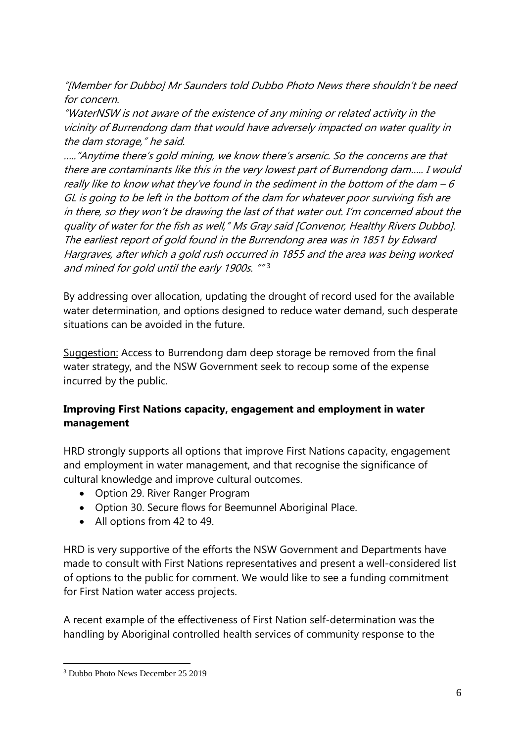*"[Member for Dubbo] Mr Saunders told Dubbo Photo News there shouldn't be need for concern.*

*"WaterNSW is not aware of the existence of any mining or related activity in the vicinity of Burrendong dam that would have adversely impacted on water quality in the dam storage," he said.*

*….."Anytime there's gold mining, we know there's arsenic. So the concerns are that there are contaminants like this in the very lowest part of Burrendong dam….. I would really like to know what they've found in the sediment in the bottom of the dam – 6 GL is going to be left in the bottom of the dam for whatever poor surviving fish are in there, so they won't be drawing the last of that water out. I'm concerned about the quality of water for the fish as well," Ms Gray said [Convenor, Healthy Rivers Dubbo]. The earliest report of gold found in the Burrendong area was in 1851 by Edward Hargraves, after which a gold rush occurred in 1855 and the area was being worked and mined for gold until the early 1900s. ""*[3]

By addressing over allocation, updating the drought of record used for the available water determination, and options designed to reduce water demand, such desperate situations can be avoided in the future.

<u>Suggestion:</u> Access to Burrendong dam deep storage be removed from the final water strategy, and the NSW Government seek to recoup some of the expense incurred by the public.

**Improving First Nations capacity, engagement and employment in water management**

HRD strongly supports all options that improve First Nations capacity, engagement and employment in water management, and that recognise the significance of cultural knowledge and improve cultural outcomes.

- Option 29. River Ranger Program
- Option 30. Secure flows for Beemunnel Aboriginal Place.
- All options from 42 to 49.

HRD is very supportive of the efforts the NSW Government and Departments have made to consult with First Nations representatives and present a well-considered list of options to the public for comment. We would like to see a funding commitment for First Nation water access projects.

A recent example of the effectiveness of First Nation self-determination was the handling by Aboriginal controlled health services of community response to the

---

[3] Dubbo Photo News December 25 2019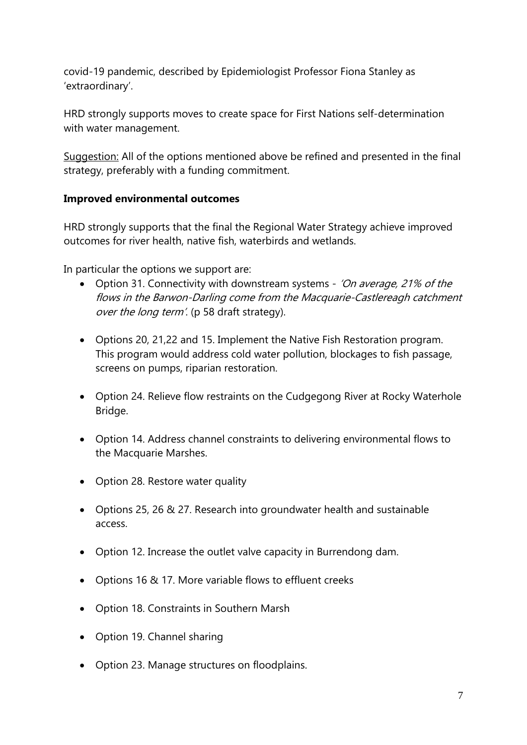covid-19 pandemic, described by Epidemiologist Professor Fiona Stanley as 'extraordinary'.

HRD strongly supports moves to create space for First Nations self-determination with water management.

<u>Suggestion:</u> All of the options mentioned above be refined and presented in the final strategy, preferably with a funding commitment.

**Improved environmental outcomes**

HRD strongly supports that the final the Regional Water Strategy achieve improved outcomes for river health, native fish, waterbirds and wetlands.

In particular the options we support are:

- Option 31. Connectivity with downstream systems - *'On average, 21% of the flows in the Barwon-Darling come from the Macquarie-Castlereagh catchment over the long term'.* (p 58 draft strategy).
- Options 20, 21,22 and 15. Implement the Native Fish Restoration program. This program would address cold water pollution, blockages to fish passage, screens on pumps, riparian restoration.
- Option 24. Relieve flow restraints on the Cudgegong River at Rocky Waterhole Bridge.
- Option 14. Address channel constraints to delivering environmental flows to the Macquarie Marshes.
- Option 28. Restore water quality
- Options 25, 26 & 27. Research into groundwater health and sustainable access.
- Option 12. Increase the outlet valve capacity in Burrendong dam.
- Options 16 & 17. More variable flows to effluent creeks
- Option 18. Constraints in Southern Marsh
- Option 19. Channel sharing
- Option 23. Manage structures on floodplains.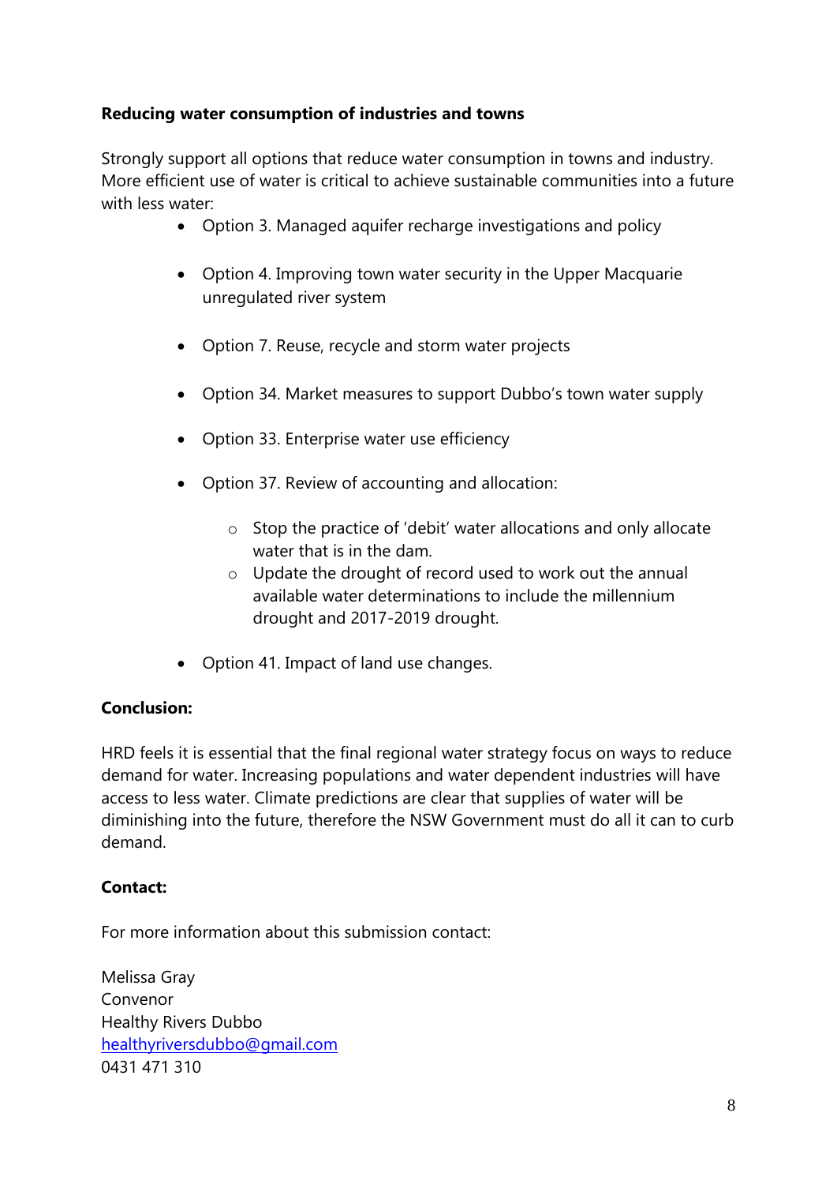**Reducing water consumption of industries and towns**

Strongly support all options that reduce water consumption in towns and industry. More efficient use of water is critical to achieve sustainable communities into a future with less water:

- Option 3. Managed aquifer recharge investigations and policy
- Option 4. Improving town water security in the Upper Macquarie unregulated river system
- Option 7. Reuse, recycle and storm water projects
- Option 34. Market measures to support Dubbo's town water supply
- Option 33. Enterprise water use efficiency
- Option 37. Review of accounting and allocation:
  - Stop the practice of 'debit' water allocations and only allocate water that is in the dam.
  - Update the drought of record used to work out the annual available water determinations to include the millennium drought and 2017-2019 drought.
- Option 41. Impact of land use changes.

**Conclusion:**

HRD feels it is essential that the final regional water strategy focus on ways to reduce demand for water. Increasing populations and water dependent industries will have access to less water. Climate predictions are clear that supplies of water will be diminishing into the future, therefore the NSW Government must do all it can to curb demand.

**Contact:**

For more information about this submission contact:

Melissa Gray
Convenor
Healthy Rivers Dubbo
healthyriversdubbo@gmail.com
0431 471 310